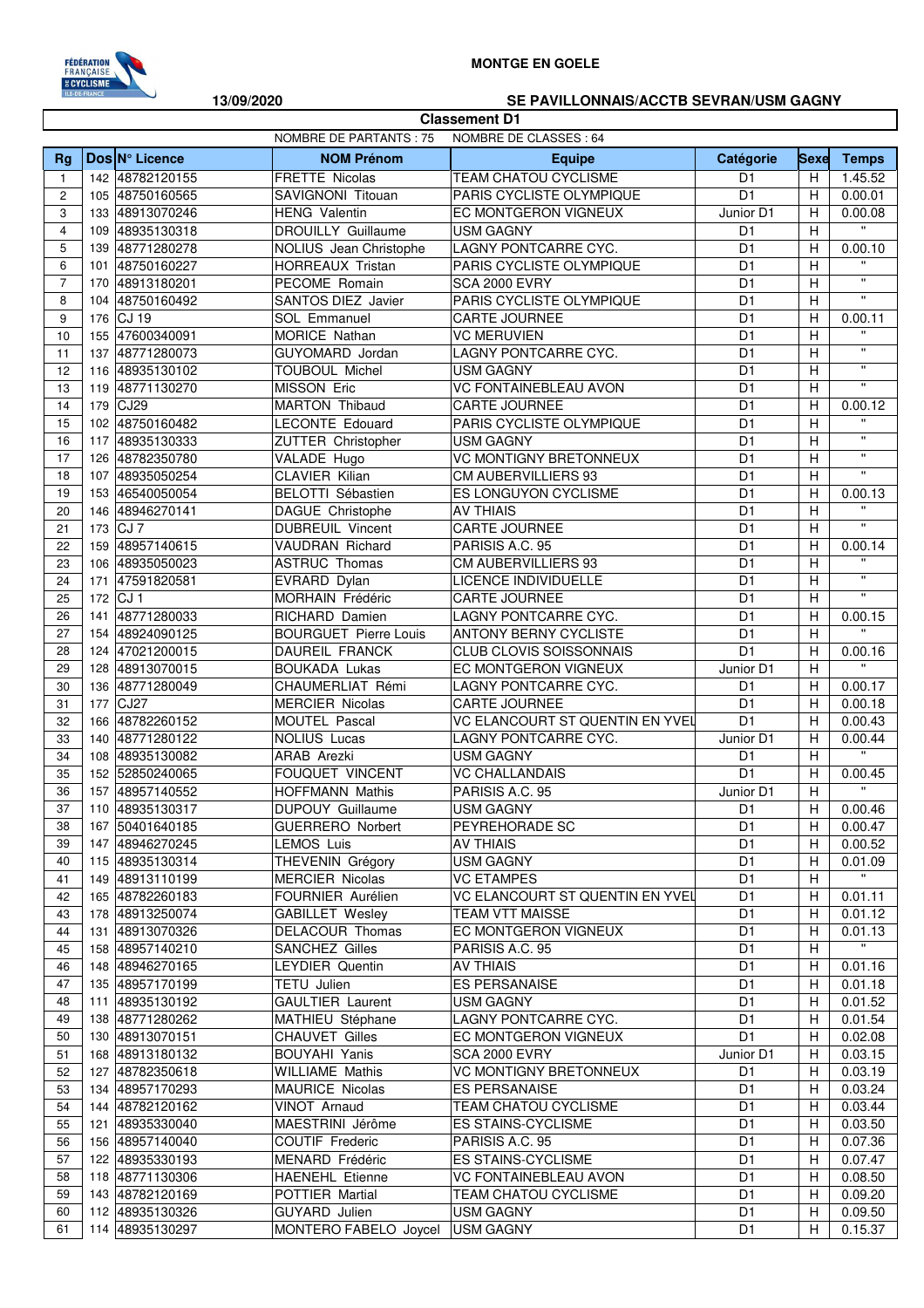**MONTGE EN GOELE**

**13/09/2020** **SE PAVILLONNAIS/ACCTB SEVRAN/USM GAGNY**

## Classement D1

NOMBRE DE PARTANTS : 75 NOMBRE DE CLASSES : 64

| Rg | Dos | N° Licence | NOM Prénom | Equipe | Catégorie | Sexe | Temps |
|---|---|---|---|---|---|---|---|
| 1 | 142 | 48782120155 | FRETTE Nicolas | TEAM CHATOU CYCLISME | D1 | H | 1.45.52 |
| 2 | 105 | 48750160565 | SAVIGNONI Titouan | PARIS CYCLISTE OLYMPIQUE | D1 | H | 0.00.01 |
| 3 | 133 | 48913070246 | HENG Valentin | EC MONTGERON VIGNEUX | Junior D1 | H | 0.00.08 |
| 4 | 109 | 48935130318 | DROUILLY Guillaume | USM GAGNY | D1 | H | " |
| 5 | 139 | 48771280278 | NOLIUS Jean Christophe | LAGNY PONTCARRE CYC. | D1 | H | 0.00.10 |
| 6 | 101 | 48750160227 | HORREAUX Tristan | PARIS CYCLISTE OLYMPIQUE | D1 | H | " |
| 7 | 170 | 48913180201 | PECOME Romain | SCA 2000 EVRY | D1 | H | " |
| 8 | 104 | 48750160492 | SANTOS DIEZ Javier | PARIS CYCLISTE OLYMPIQUE | D1 | H | " |
| 9 | 176 | CJ 19 | SOL Emmanuel | CARTE JOURNEE | D1 | H | 0.00.11 |
| 10 | 155 | 47600340091 | MORICE Nathan | VC MERUVIEN | D1 | H | " |
| 11 | 137 | 48771280073 | GUYOMARD Jordan | LAGNY PONTCARRE CYC. | D1 | H | " |
| 12 | 116 | 48935130102 | TOUBOUL Michel | USM GAGNY | D1 | H | " |
| 13 | 119 | 48771130270 | MISSON Eric | VC FONTAINEBLEAU AVON | D1 | H | " |
| 14 | 179 | CJ29 | MARTON Thibaud | CARTE JOURNEE | D1 | H | 0.00.12 |
| 15 | 102 | 48750160482 | LECONTE Edouard | PARIS CYCLISTE OLYMPIQUE | D1 | H | " |
| 16 | 117 | 48935130333 | ZUTTER Christopher | USM GAGNY | D1 | H | " |
| 17 | 126 | 48782350780 | VALADE Hugo | VC MONTIGNY BRETONNEUX | D1 | H | " |
| 18 | 107 | 48935050254 | CLAVIER Kilian | CM AUBERVILLIERS 93 | D1 | H | " |
| 19 | 153 | 46540050054 | BELOTTI Sébastien | ES LONGUYON CYCLISME | D1 | H | 0.00.13 |
| 20 | 146 | 48946270141 | DAGUE Christophe | AV THIAIS | D1 | H | " |
| 21 | 173 | CJ 7 | DUBREUIL Vincent | CARTE JOURNEE | D1 | H | " |
| 22 | 159 | 48957140615 | VAUDRAN Richard | PARISIS A.C. 95 | D1 | H | 0.00.14 |
| 23 | 106 | 48935050023 | ASTRUC Thomas | CM AUBERVILLIERS 93 | D1 | H | " |
| 24 | 171 | 47591820581 | EVRARD Dylan | LICENCE INDIVIDUELLE | D1 | H | " |
| 25 | 172 | CJ 1 | MORHAIN Frédéric | CARTE JOURNEE | D1 | H | " |
| 26 | 141 | 48771280033 | RICHARD Damien | LAGNY PONTCARRE CYC. | D1 | H | 0.00.15 |
| 27 | 154 | 48924090125 | BOURGUET Pierre Louis | ANTONY BERNY CYCLISTE | D1 | H | " |
| 28 | 124 | 47021200015 | DAUREIL FRANCK | CLUB CLOVIS SOISSONNAIS | D1 | H | 0.00.16 |
| 29 | 128 | 48913070015 | BOUKADA Lukas | EC MONTGERON VIGNEUX | Junior D1 | H | " |
| 30 | 136 | 48771280049 | CHAUMERLIAT Rémi | LAGNY PONTCARRE CYC. | D1 | H | 0.00.17 |
| 31 | 177 | CJ27 | MERCIER Nicolas | CARTE JOURNEE | D1 | H | 0.00.18 |
| 32 | 166 | 48782260152 | MOUTEL Pascal | VC ELANCOURT ST QUENTIN EN YVEL | D1 | H | 0.00.43 |
| 33 | 140 | 48771280122 | NOLIUS Lucas | LAGNY PONTCARRE CYC. | Junior D1 | H | 0.00.44 |
| 34 | 108 | 48935130082 | ARAB Arezki | USM GAGNY | D1 | H | " |
| 35 | 152 | 52850240065 | FOUQUET VINCENT | VC CHALLANDAIS | D1 | H | 0.00.45 |
| 36 | 157 | 48957140552 | HOFFMANN Mathis | PARISIS A.C. 95 | Junior D1 | H | " |
| 37 | 110 | 48935130317 | DUPOUY Guillaume | USM GAGNY | D1 | H | 0.00.46 |
| 38 | 167 | 50401640185 | GUERRERO Norbert | PEYREHORADE SC | D1 | H | 0.00.47 |
| 39 | 147 | 48946270245 | LEMOS Luis | AV THIAIS | D1 | H | 0.00.52 |
| 40 | 115 | 48935130314 | THEVENIN Grégory | USM GAGNY | D1 | H | 0.01.09 |
| 41 | 149 | 48913110199 | MERCIER Nicolas | VC ETAMPES | D1 | H | " |
| 42 | 165 | 48782260183 | FOURNIER Aurélien | VC ELANCOURT ST QUENTIN EN YVEL | D1 | H | 0.01.11 |
| 43 | 178 | 48913250074 | GABILLET Wesley | TEAM VTT MAISSE | D1 | H | 0.01.12 |
| 44 | 131 | 48913070326 | DELACOUR Thomas | EC MONTGERON VIGNEUX | D1 | H | 0.01.13 |
| 45 | 158 | 48957140210 | SANCHEZ Gilles | PARISIS A.C. 95 | D1 | H | " |
| 46 | 148 | 48946270165 | LEYDIER Quentin | AV THIAIS | D1 | H | 0.01.16 |
| 47 | 135 | 48957170199 | TETU Julien | ES PERSANAISE | D1 | H | 0.01.18 |
| 48 | 111 | 48935130192 | GAULTIER Laurent | USM GAGNY | D1 | H | 0.01.52 |
| 49 | 138 | 48771280262 | MATHIEU Stéphane | LAGNY PONTCARRE CYC. | D1 | H | 0.01.54 |
| 50 | 130 | 48913070151 | CHAUVET Gilles | EC MONTGERON VIGNEUX | D1 | H | 0.02.08 |
| 51 | 168 | 48913180132 | BOUYAHI Yanis | SCA 2000 EVRY | Junior D1 | H | 0.03.15 |
| 52 | 127 | 48782350618 | WILLIAME Mathis | VC MONTIGNY BRETONNEUX | D1 | H | 0.03.19 |
| 53 | 134 | 48957170293 | MAURICE Nicolas | ES PERSANAISE | D1 | H | 0.03.24 |
| 54 | 144 | 48782120162 | VINOT Arnaud | TEAM CHATOU CYCLISME | D1 | H | 0.03.44 |
| 55 | 121 | 48935330040 | MAESTRINI Jérôme | ES STAINS-CYCLISME | D1 | H | 0.03.50 |
| 56 | 156 | 48957140040 | COUTIF Frederic | PARISIS A.C. 95 | D1 | H | 0.07.36 |
| 57 | 122 | 48935330193 | MENARD Frédéric | ES STAINS-CYCLISME | D1 | H | 0.07.47 |
| 58 | 118 | 48771130306 | HAENEHL Etienne | VC FONTAINEBLEAU AVON | D1 | H | 0.08.50 |
| 59 | 143 | 48782120169 | POTTIER Martial | TEAM CHATOU CYCLISME | D1 | H | 0.09.20 |
| 60 | 112 | 48935130326 | GUYARD Julien | USM GAGNY | D1 | H | 0.09.50 |
| 61 | 114 | 48935130297 | MONTERO FABELO Joycel | USM GAGNY | D1 | H | 0.15.37 |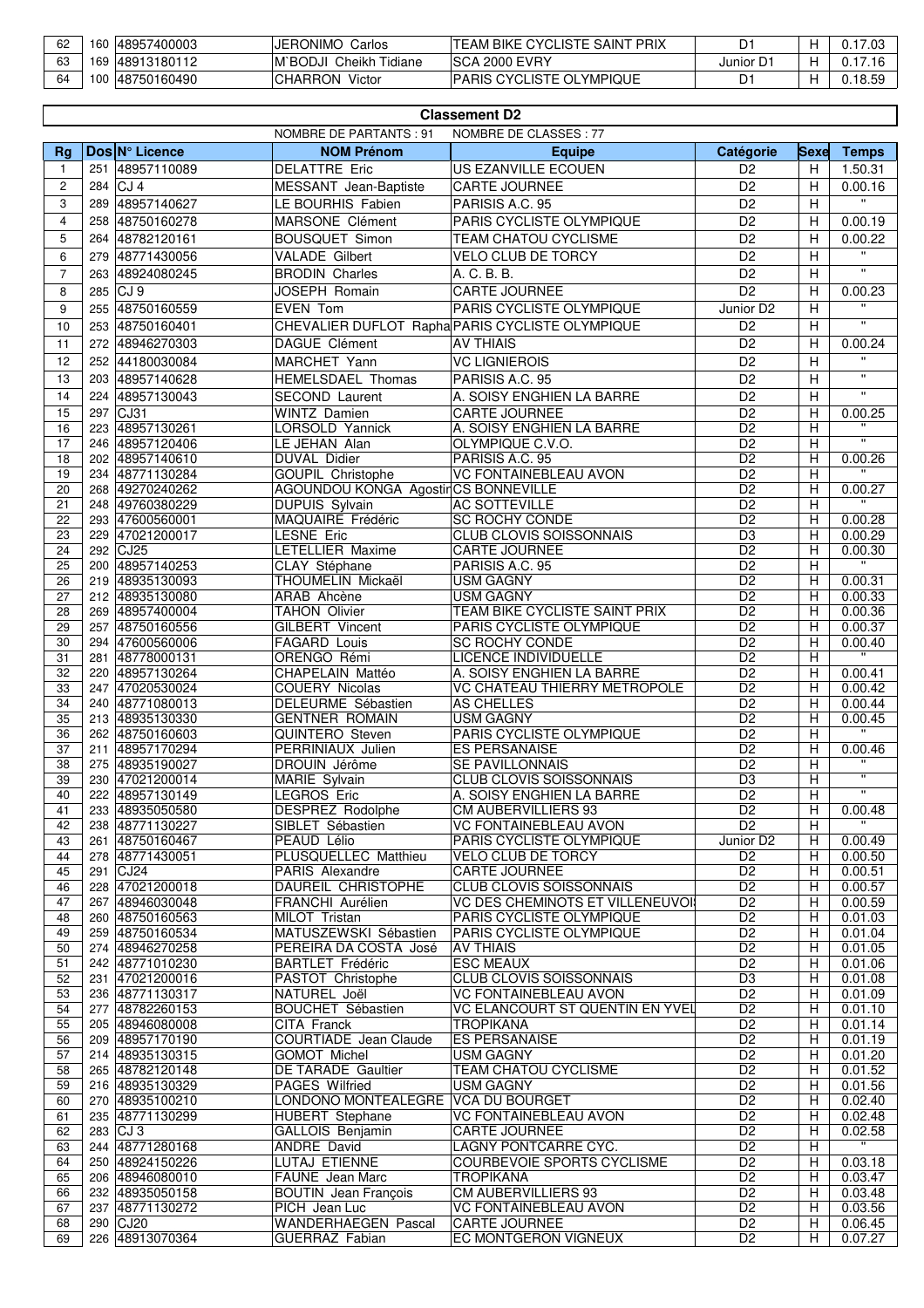| 62 | 160 | 48957400003 | JERONIMO Carlos | TEAM BIKE CYCLISTE SAINT PRIX | D1 | H | 0.17.03 |
|---|---|---|---|---|---|---|---|
| 63 | 169 | 48913180112 | M`BODJI Cheikh Tidiane | SCA 2000 EVRY | Junior D1 | H | 0.17.16 |
| 64 | 100 | 48750160490 | CHARRON Victor | PARIS CYCLISTE OLYMPIQUE | D1 | H | 0.18.59 |

## Classement D2

NOMBRE DE PARTANTS : 91    NOMBRE DE CLASSES : 77

| Rg | Dos | N° Licence | NOM Prénom | Equipe | Catégorie | Sexe | Temps |
|---|---|---|---|---|---|---|---|
| 1 | 251 | 48957110089 | DELATTRE Eric | US EZANVILLE ECOUEN | D2 | H | 1.50.31 |
| 2 | 284 | CJ 4 | MESSANT Jean-Baptiste | CARTE JOURNEE | D2 | H | 0.00.16 |
| 3 | 289 | 48957140627 | LE BOURHIS Fabien | PARISIS A.C. 95 | D2 | H | " |
| 4 | 258 | 48750160278 | MARSONE Clément | PARIS CYCLISTE OLYMPIQUE | D2 | H | 0.00.19 |
| 5 | 264 | 48782120161 | BOUSQUET Simon | TEAM CHATOU CYCLISME | D2 | H | 0.00.22 |
| 6 | 279 | 48771430056 | VALADE Gilbert | VELO CLUB DE TORCY | D2 | H | " |
| 7 | 263 | 48924080245 | BRODIN Charles | A. C. B. B. | D2 | H | " |
| 8 | 285 | CJ 9 | JOSEPH Romain | CARTE JOURNEE | D2 | H | 0.00.23 |
| 9 | 255 | 48750160559 | EVEN Tom | PARIS CYCLISTE OLYMPIQUE | Junior D2 | H | " |
| 10 | 253 | 48750160401 | CHEVALIER DUFLOT Rapha | PARIS CYCLISTE OLYMPIQUE | D2 | H | " |
| 11 | 272 | 48946270303 | DAGUE Clément | AV THIAIS | D2 | H | 0.00.24 |
| 12 | 252 | 44180030084 | MARCHET Yann | VC LIGNIEROIS | D2 | H | " |
| 13 | 203 | 48957140628 | HEMELSDAEL Thomas | PARISIS A.C. 95 | D2 | H | " |
| 14 | 224 | 48957130043 | SECOND Laurent | A. SOISY ENGHIEN LA BARRE | D2 | H | " |
| 15 | 297 | CJ31 | WINTZ Damien | CARTE JOURNEE | D2 | H | 0.00.25 |
| 16 | 223 | 48957130261 | LORSOLD Yannick | A. SOISY ENGHIEN LA BARRE | D2 | H | " |
| 17 | 246 | 48957120406 | LE JEHAN Alan | OLYMPIQUE C.V.O. | D2 | H | " |
| 18 | 202 | 48957140610 | DUVAL Didier | PARISIS A.C. 95 | D2 | H | 0.00.26 |
| 19 | 234 | 48771130284 | GOUPIL Christophe | VC FONTAINEBLEAU AVON | D2 | H | " |
| 20 | 268 | 49270240262 | AGOUNDOU KONGA Agostir | CS BONNEVILLE | D2 | H | 0.00.27 |
| 21 | 248 | 49760380229 | DUPUIS Sylvain | AC SOTTEVILLE | D2 | H | " |
| 22 | 293 | 47600560001 | MAQUAIRE Frédéric | SC ROCHY CONDE | D2 | H | 0.00.28 |
| 23 | 229 | 47021200017 | LESNE Eric | CLUB CLOVIS SOISSONNAIS | D3 | H | 0.00.29 |
| 24 | 292 | CJ25 | LETELLIER Maxime | CARTE JOURNEE | D2 | H | 0.00.30 |
| 25 | 200 | 48957140253 | CLAY Stéphane | PARISIS A.C. 95 | D2 | H | " |
| 26 | 219 | 48935130093 | THOUMELIN Mickaël | USM GAGNY | D2 | H | 0.00.31 |
| 27 | 212 | 48935130080 | ARAB Ahcène | USM GAGNY | D2 | H | 0.00.33 |
| 28 | 269 | 48957400004 | TAHON Olivier | TEAM BIKE CYCLISTE SAINT PRIX | D2 | H | 0.00.36 |
| 29 | 257 | 48750160556 | GILBERT Vincent | PARIS CYCLISTE OLYMPIQUE | D2 | H | 0.00.37 |
| 30 | 294 | 47600560006 | FAGARD Louis | SC ROCHY CONDE | D2 | H | 0.00.40 |
| 31 | 281 | 48778000131 | ORENGO Rémi | LICENCE INDIVIDUELLE | D2 | H | " |
| 32 | 220 | 48957130264 | CHAPELAIN Mattéo | A. SOISY ENGHIEN LA BARRE | D2 | H | 0.00.41 |
| 33 | 247 | 47020530024 | COUERY Nicolas | VC CHATEAU THIERRY METROPOLE | D2 | H | 0.00.42 |
| 34 | 240 | 48771080013 | DELEURME Sébastien | AS CHELLES | D2 | H | 0.00.44 |
| 35 | 213 | 48935130330 | GENTNER ROMAIN | USM GAGNY | D2 | H | 0.00.45 |
| 36 | 262 | 48750160603 | QUINTERO Steven | PARIS CYCLISTE OLYMPIQUE | D2 | H | " |
| 37 | 211 | 48957170294 | PERRINIAUX Julien | ES PERSANAISE | D2 | H | 0.00.46 |
| 38 | 275 | 48935190027 | DROUIN Jérôme | SE PAVILLONNAIS | D2 | H | " |
| 39 | 230 | 47021200014 | MARIE Sylvain | CLUB CLOVIS SOISSONNAIS | D3 | H | " |
| 40 | 222 | 48957130149 | LEGROS Eric | A. SOISY ENGHIEN LA BARRE | D2 | H | " |
| 41 | 233 | 48935050580 | DESPREZ Rodolphe | CM AUBERVILLIERS 93 | D2 | H | 0.00.48 |
| 42 | 238 | 48771130227 | SIBLET Sébastien | VC FONTAINEBLEAU AVON | D2 | H | " |
| 43 | 261 | 48750160467 | PEAUD Lélio | PARIS CYCLISTE OLYMPIQUE | Junior D2 | H | 0.00.49 |
| 44 | 278 | 48771430051 | PLUSQUELLEC Matthieu | VELO CLUB DE TORCY | D2 | H | 0.00.50 |
| 45 | 291 | CJ24 | PARIS Alexandre | CARTE JOURNEE | D2 | H | 0.00.51 |
| 46 | 228 | 47021200018 | DAUREIL CHRISTOPHE | CLUB CLOVIS SOISSONNAIS | D2 | H | 0.00.57 |
| 47 | 267 | 48946030048 | FRANCHI Aurélien | VC DES CHEMINOTS ET VILLENEUVOI | D2 | H | 0.00.59 |
| 48 | 260 | 48750160563 | MILOT Tristan | PARIS CYCLISTE OLYMPIQUE | D2 | H | 0.01.03 |
| 49 | 259 | 48750160534 | MATUSZEWSKI Sébastien | PARIS CYCLISTE OLYMPIQUE | D2 | H | 0.01.04 |
| 50 | 274 | 48946270258 | PEREIRA DA COSTA José | AV THIAIS | D2 | H | 0.01.05 |
| 51 | 242 | 48771010230 | BARTLET Frédéric | ESC MEAUX | D2 | H | 0.01.06 |
| 52 | 231 | 47021200016 | PASTOT Christophe | CLUB CLOVIS SOISSONNAIS | D3 | H | 0.01.08 |
| 53 | 236 | 48771130317 | NATUREL Joël | VC FONTAINEBLEAU AVON | D2 | H | 0.01.09 |
| 54 | 277 | 48782260153 | BOUCHET Sébastien | VC ELANCOURT ST QUENTIN EN YVEL | D2 | H | 0.01.10 |
| 55 | 205 | 48946080008 | CITA Franck | TROPIKANA | D2 | H | 0.01.14 |
| 56 | 209 | 48957170190 | COURTIADE Jean Claude | ES PERSANAISE | D2 | H | 0.01.19 |
| 57 | 214 | 48935130315 | GOMOT Michel | USM GAGNY | D2 | H | 0.01.20 |
| 58 | 265 | 48782120148 | DE TARADE Gaultier | TEAM CHATOU CYCLISME | D2 | H | 0.01.52 |
| 59 | 216 | 48935130329 | PAGES Wilfried | USM GAGNY | D2 | H | 0.01.56 |
| 60 | 270 | 48935100210 | LONDONO MONTEALEGRE | VCA DU BOURGET | D2 | H | 0.02.40 |
| 61 | 235 | 48771130299 | HUBERT Stephane | VC FONTAINEBLEAU AVON | D2 | H | 0.02.48 |
| 62 | 283 | CJ 3 | GALLOIS Benjamin | CARTE JOURNEE | D2 | H | 0.02.58 |
| 63 | 244 | 48771280168 | ANDRE David | LAGNY PONTCARRE CYC. | D2 | H | " |
| 64 | 250 | 48924150226 | LUTAJ ETIENNE | COURBEVOIE SPORTS CYCLISME | D2 | H | 0.03.18 |
| 65 | 206 | 48946080010 | FAUNE Jean Marc | TROPIKANA | D2 | H | 0.03.47 |
| 66 | 232 | 48935050158 | BOUTIN Jean François | CM AUBERVILLIERS 93 | D2 | H | 0.03.48 |
| 67 | 237 | 48771130272 | PICH Jean Luc | VC FONTAINEBLEAU AVON | D2 | H | 0.03.56 |
| 68 | 290 | CJ20 | WANDERHAEGEN Pascal | CARTE JOURNEE | D2 | H | 0.06.45 |
| 69 | 226 | 48913070364 | GUERRAZ Fabian | EC MONTGERON VIGNEUX | D2 | H | 0.07.27 |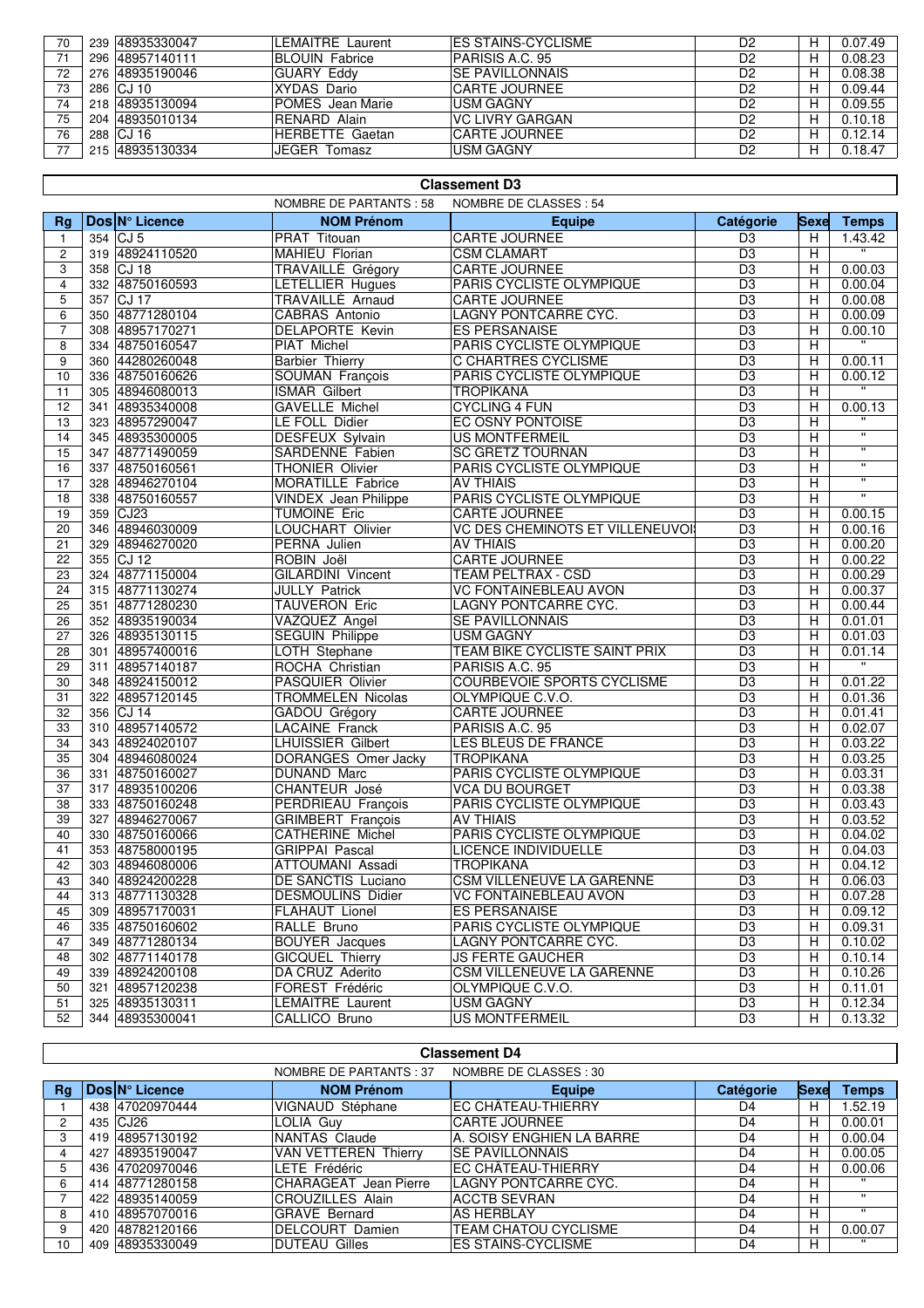| | | | | | | | |
|---|---|---|---|---|---|---|---|
| 70 | 239 | 48935330047 | LEMAITRE Laurent | ES STAINS-CYCLISME | D2 | H | 0.07.49 |
| 71 | 296 | 48957140111 | BLOUIN Fabrice | PARISIS A.C. 95 | D2 | H | 0.08.23 |
| 72 | 276 | 48935190046 | GUARY Eddy | SE PAVILLONNAIS | D2 | H | 0.08.38 |
| 73 | 286 | CJ 10 | XYDAS Dario | CARTE JOURNEE | D2 | H | 0.09.44 |
| 74 | 218 | 48935130094 | POMES Jean Marie | USM GAGNY | D2 | H | 0.09.55 |
| 75 | 204 | 48935010134 | RENARD Alain | VC LIVRY GARGAN | D2 | H | 0.10.18 |
| 76 | 288 | CJ 16 | HERBETTE Gaetan | CARTE JOURNEE | D2 | H | 0.12.14 |
| 77 | 215 | 48935130334 | JEGER Tomasz | USM GAGNY | D2 | H | 0.18.47 |

## Classement D3

NOMBRE DE PARTANTS : 58 NOMBRE DE CLASSES : 54

| Rg | Dos | N° Licence | NOM Prénom | Equipe | Catégorie | Sexe | Temps |
|---|---|---|---|---|---|---|---|
| 1 | 354 | CJ 5 | PRAT Titouan | CARTE JOURNEE | D3 | H | 1.43.42 |
| 2 | 319 | 48924110520 | MAHIEU Florian | CSM CLAMART | D3 | H | " |
| 3 | 358 | CJ 18 | TRAVAILLÉ Grégory | CARTE JOURNEE | D3 | H | 0.00.03 |
| 4 | 332 | 48750160593 | LETELLIER Hugues | PARIS CYCLISTE OLYMPIQUE | D3 | H | 0.00.04 |
| 5 | 357 | CJ 17 | TRAVAILLÉ Arnaud | CARTE JOURNEE | D3 | H | 0.00.08 |
| 6 | 350 | 48771280104 | CABRAS Antonio | LAGNY PONTCARRE CYC. | D3 | H | 0.00.09 |
| 7 | 308 | 48957170271 | DELAPORTE Kevin | ES PERSANAISE | D3 | H | 0.00.10 |
| 8 | 334 | 48750160547 | PIAT Michel | PARIS CYCLISTE OLYMPIQUE | D3 | H | " |
| 9 | 360 | 44280260048 | Barbier Thierry | C CHARTRES CYCLISME | D3 | H | 0.00.11 |
| 10 | 336 | 48750160626 | SOUMAN François | PARIS CYCLISTE OLYMPIQUE | D3 | H | 0.00.12 |
| 11 | 305 | 48946080013 | ISMAR Gilbert | TROPIKANA | D3 | H | " |
| 12 | 341 | 48935340008 | GAVELLE Michel | CYCLING 4 FUN | D3 | H | 0.00.13 |
| 13 | 323 | 48957290047 | LE FOLL Didier | EC OSNY PONTOISE | D3 | H | " |
| 14 | 345 | 48935300005 | DESFEUX Sylvain | US MONTFERMEIL | D3 | H | " |
| 15 | 347 | 48771490059 | SARDENNE Fabien | SC GRETZ TOURNAN | D3 | H | " |
| 16 | 337 | 48750160561 | THONIER Olivier | PARIS CYCLISTE OLYMPIQUE | D3 | H | " |
| 17 | 328 | 48946270104 | MORATILLE Fabrice | AV THIAIS | D3 | H | " |
| 18 | 338 | 48750160557 | VINDEX Jean Philippe | PARIS CYCLISTE OLYMPIQUE | D3 | H | " |
| 19 | 359 | CJ23 | TUMOINE Eric | CARTE JOURNEE | D3 | H | 0.00.15 |
| 20 | 346 | 48946030009 | LOUCHART Olivier | VC DES CHEMINOTS ET VILLENEUVOI | D3 | H | 0.00.16 |
| 21 | 329 | 48946270020 | PERNA Julien | AV THIAIS | D3 | H | 0.00.20 |
| 22 | 355 | CJ 12 | ROBIN Joël | CARTE JOURNEE | D3 | H | 0.00.22 |
| 23 | 324 | 48771150004 | GILARDINI Vincent | TEAM PELTRAX - CSD | D3 | H | 0.00.29 |
| 24 | 315 | 48771130274 | JULLY Patrick | VC FONTAINEBLEAU AVON | D3 | H | 0.00.37 |
| 25 | 351 | 48771280230 | TAUVERON Eric | LAGNY PONTCARRE CYC. | D3 | H | 0.00.44 |
| 26 | 352 | 48935190034 | VAZQUEZ Angel | SE PAVILLONNAIS | D3 | H | 0.01.01 |
| 27 | 326 | 48935130115 | SEGUIN Philippe | USM GAGNY | D3 | H | 0.01.03 |
| 28 | 301 | 48957400016 | LOTH Stephane | TEAM BIKE CYCLISTE SAINT PRIX | D3 | H | 0.01.14 |
| 29 | 311 | 48957140187 | ROCHA Christian | PARISIS A.C. 95 | D3 | H | " |
| 30 | 348 | 48924150012 | PASQUIER Olivier | COURBEVOIE SPORTS CYCLISME | D3 | H | 0.01.22 |
| 31 | 322 | 48957120145 | TROMMELEN Nicolas | OLYMPIQUE C.V.O. | D3 | H | 0.01.36 |
| 32 | 356 | CJ 14 | GADOU Grégory | CARTE JOURNEE | D3 | H | 0.01.41 |
| 33 | 310 | 48957140572 | LACAINE Franck | PARISIS A.C. 95 | D3 | H | 0.02.07 |
| 34 | 343 | 48924020107 | LHUISSIER Gilbert | LES BLEUS DE FRANCE | D3 | H | 0.03.22 |
| 35 | 304 | 48946080024 | DORANGES Omer Jacky | TROPIKANA | D3 | H | 0.03.25 |
| 36 | 331 | 48750160027 | DUNAND Marc | PARIS CYCLISTE OLYMPIQUE | D3 | H | 0.03.31 |
| 37 | 317 | 48935100206 | CHANTEUR José | VCA DU BOURGET | D3 | H | 0.03.38 |
| 38 | 333 | 48750160248 | PERDRIEAU François | PARIS CYCLISTE OLYMPIQUE | D3 | H | 0.03.43 |
| 39 | 327 | 48946270067 | GRIMBERT François | AV THIAIS | D3 | H | 0.03.52 |
| 40 | 330 | 48750160066 | CATHERINE Michel | PARIS CYCLISTE OLYMPIQUE | D3 | H | 0.04.02 |
| 41 | 353 | 48758000195 | GRIPPAI Pascal | LICENCE INDIVIDUELLE | D3 | H | 0.04.03 |
| 42 | 303 | 48946080006 | ATTOUMANI Assadi | TROPIKANA | D3 | H | 0.04.12 |
| 43 | 340 | 48924200228 | DE SANCTIS Luciano | CSM VILLENEUVE LA GARENNE | D3 | H | 0.06.03 |
| 44 | 313 | 48771130328 | DESMOULINS Didier | VC FONTAINEBLEAU AVON | D3 | H | 0.07.28 |
| 45 | 309 | 48957170031 | FLAHAUT Lionel | ES PERSANAISE | D3 | H | 0.09.12 |
| 46 | 335 | 48750160602 | RALLE Bruno | PARIS CYCLISTE OLYMPIQUE | D3 | H | 0.09.31 |
| 47 | 349 | 48771280134 | BOUYER Jacques | LAGNY PONTCARRE CYC. | D3 | H | 0.10.02 |
| 48 | 302 | 48771140178 | GICQUEL Thierry | JS FERTE GAUCHER | D3 | H | 0.10.14 |
| 49 | 339 | 48924200108 | DA CRUZ Aderito | CSM VILLENEUVE LA GARENNE | D3 | H | 0.10.26 |
| 50 | 321 | 48957120238 | FOREST Frédéric | OLYMPIQUE C.V.O. | D3 | H | 0.11.01 |
| 51 | 325 | 48935130311 | LEMAITRE Laurent | USM GAGNY | D3 | H | 0.12.34 |
| 52 | 344 | 48935300041 | CALLICO Bruno | US MONTFERMEIL | D3 | H | 0.13.32 |

## Classement D4

NOMBRE DE PARTANTS : 37 NOMBRE DE CLASSES : 30

| Rg | Dos | N° Licence | NOM Prénom | Equipe | Catégorie | Sexe | Temps |
|---|---|---|---|---|---|---|---|
| 1 | 438 | 47020970444 | VIGNAUD Stéphane | EC CHÂTEAU-THIERRY | D4 | H | 1.52.19 |
| 2 | 435 | CJ26 | LOLIA Guy | CARTE JOURNEE | D4 | H | 0.00.01 |
| 3 | 419 | 48957130192 | NANTAS Claude | A. SOISY ENGHIEN LA BARRE | D4 | H | 0.00.04 |
| 4 | 427 | 48935190047 | VAN VETTEREN Thierry | SE PAVILLONNAIS | D4 | H | 0.00.05 |
| 5 | 436 | 47020970046 | LETE Frédéric | EC CHÂTEAU-THIERRY | D4 | H | 0.00.06 |
| 6 | 414 | 48771280158 | CHARAGEAT Jean Pierre | LAGNY PONTCARRE CYC. | D4 | H | " |
| 7 | 422 | 48935140059 | CROUZILLES Alain | ACCTB SEVRAN | D4 | H | " |
| 8 | 410 | 48957070016 | GRAVE Bernard | AS HERBLAY | D4 | H | " |
| 9 | 420 | 48782120166 | DELCOURT Damien | TEAM CHATOU CYCLISME | D4 | H | 0.00.07 |
| 10 | 409 | 48935330049 | DUTEAU Gilles | ES STAINS-CYCLISME | D4 | H | " |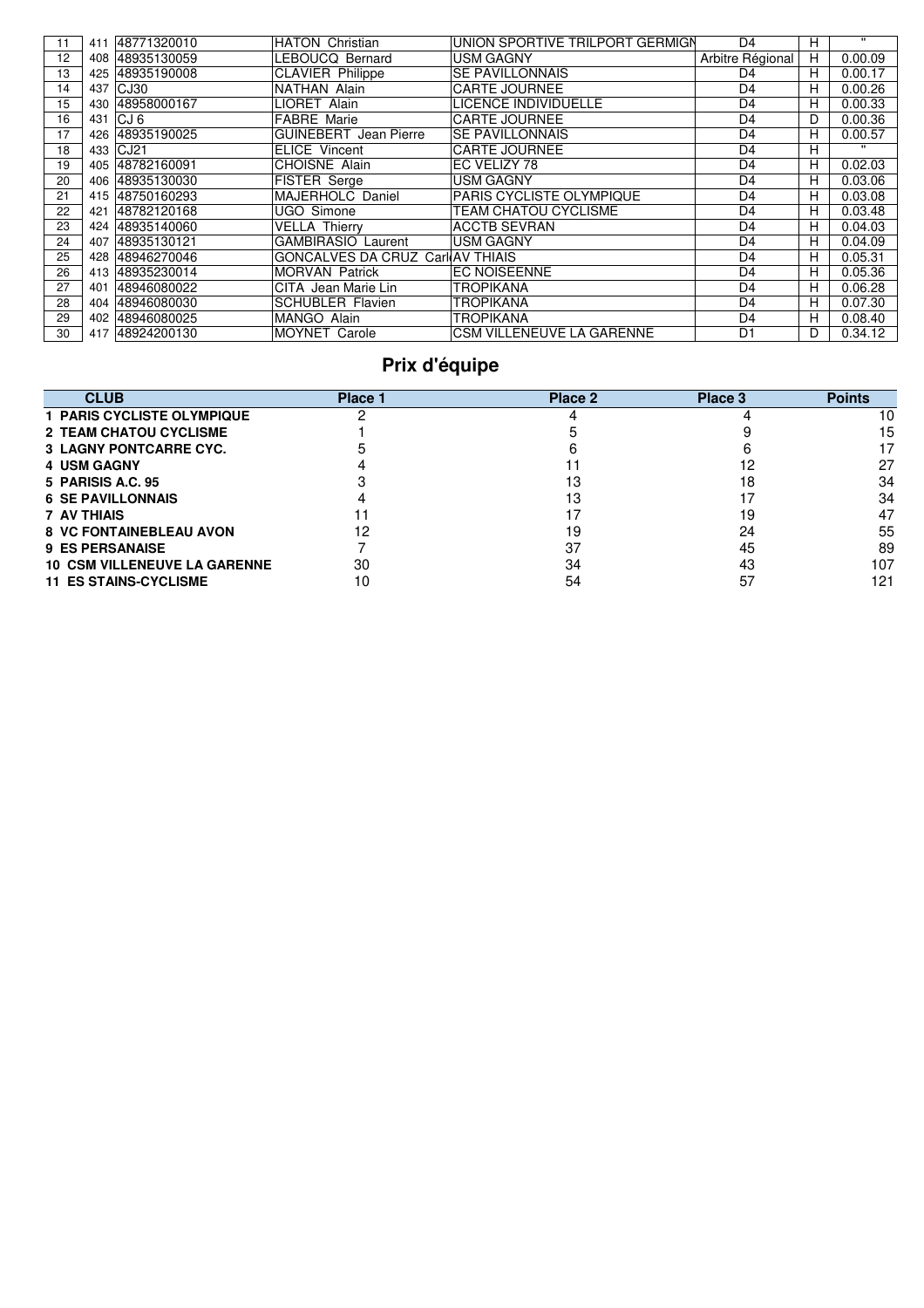| | | | | | | | |
|---|---|---|---|---|---|---|---|
| 11 | 411 | 48771320010 | HATON Christian | UNION SPORTIVE TRILPORT GERMIGN | D4 | H | " |
| 12 | 408 | 48935130059 | LEBOUCQ Bernard | USM GAGNY | Arbitre Régional | H | 0.00.09 |
| 13 | 425 | 48935190008 | CLAVIER Philippe | SE PAVILLONNAIS | D4 | H | 0.00.17 |
| 14 | 437 | CJ30 | NATHAN Alain | CARTE JOURNEE | D4 | H | 0.00.26 |
| 15 | 430 | 48958000167 | LIORET Alain | LICENCE INDIVIDUELLE | D4 | H | 0.00.33 |
| 16 | 431 | CJ 6 | FABRE Marie | CARTE JOURNEE | D4 | D | 0.00.36 |
| 17 | 426 | 48935190025 | GUINEBERT Jean Pierre | SE PAVILLONNAIS | D4 | H | 0.00.57 |
| 18 | 433 | CJ21 | ELICE Vincent | CARTE JOURNEE | D4 | H | " |
| 19 | 405 | 48782160091 | CHOISNE Alain | EC VELIZY 78 | D4 | H | 0.02.03 |
| 20 | 406 | 48935130030 | FISTER Serge | USM GAGNY | D4 | H | 0.03.06 |
| 21 | 415 | 48750160293 | MAJERHOLC Daniel | PARIS CYCLISTE OLYMPIQUE | D4 | H | 0.03.08 |
| 22 | 421 | 48782120168 | UGO Simone | TEAM CHATOU CYCLISME | D4 | H | 0.03.48 |
| 23 | 424 | 48935140060 | VELLA Thierry | ACCTB SEVRAN | D4 | H | 0.04.03 |
| 24 | 407 | 48935130121 | GAMBIRASIO Laurent | USM GAGNY | D4 | H | 0.04.09 |
| 25 | 428 | 48946270046 | GONCALVES DA CRUZ Carl | AV THIAIS | D4 | H | 0.05.31 |
| 26 | 413 | 48935230014 | MORVAN Patrick | EC NOISEENNE | D4 | H | 0.05.36 |
| 27 | 401 | 48946080022 | CITA Jean Marie Lin | TROPIKANA | D4 | H | 0.06.28 |
| 28 | 404 | 48946080030 | SCHUBLER Flavien | TROPIKANA | D4 | H | 0.07.30 |
| 29 | 402 | 48946080025 | MANGO Alain | TROPIKANA | D4 | H | 0.08.40 |
| 30 | 417 | 48924200130 | MOYNET Carole | CSM VILLENEUVE LA GARENNE | D1 | D | 0.34.12 |

## Prix d'équipe

| CLUB | Place 1 | Place 2 | Place 3 | Points |
|---|---|---|---|---|
| **1 PARIS CYCLISTE OLYMPIQUE** | 2 | 4 | 4 | 10 |
| **2 TEAM CHATOU CYCLISME** | 1 | 5 | 9 | 15 |
| **3 LAGNY PONTCARRE CYC.** | 5 | 6 | 6 | 17 |
| **4 USM GAGNY** | 4 | 11 | 12 | 27 |
| **5 PARISIS A.C. 95** | 3 | 13 | 18 | 34 |
| **6 SE PAVILLONNAIS** | 4 | 13 | 17 | 34 |
| **7 AV THIAIS** | 11 | 17 | 19 | 47 |
| **8 VC FONTAINEBLEAU AVON** | 12 | 19 | 24 | 55 |
| **9 ES PERSANAISE** | 7 | 37 | 45 | 89 |
| **10 CSM VILLENEUVE LA GARENNE** | 30 | 34 | 43 | 107 |
| **11 ES STAINS-CYCLISME** | 10 | 54 | 57 | 121 |